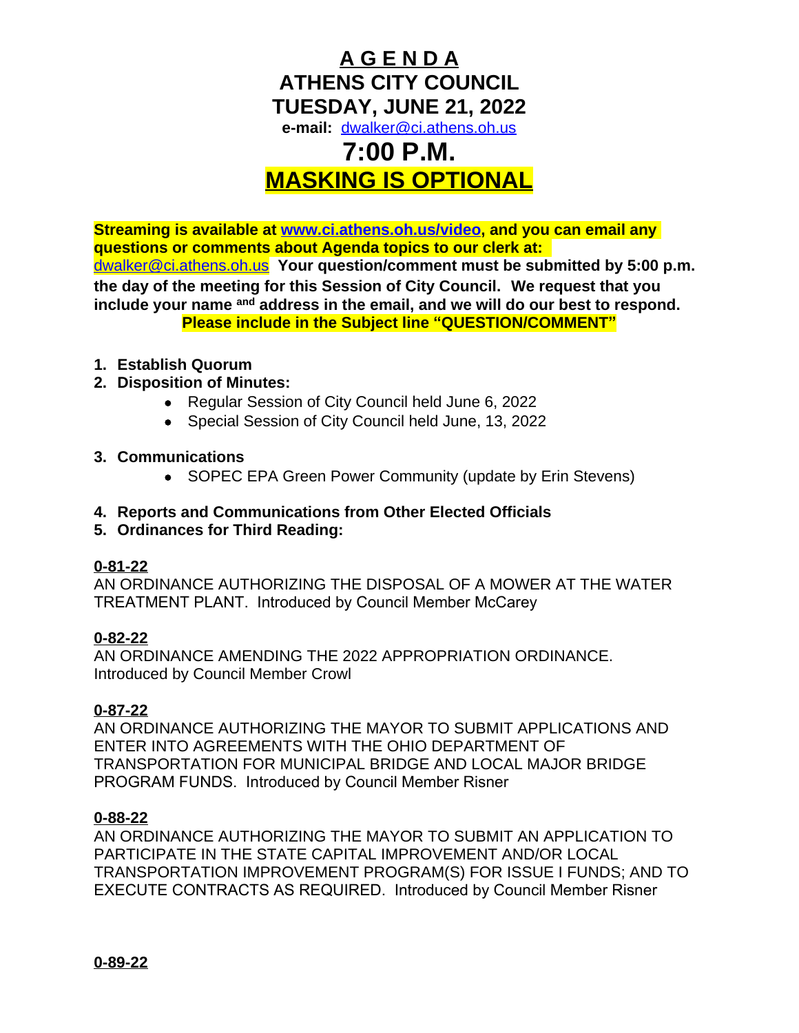# A G E N D A

# ATHENS CITY COUNCIL

# TUESDAY, JUNE 21, 2022

**e-mail:** dwalker@ci.athens.oh.us

# 7:00 P.M.

# MASKING IS OPTIONAL

**Streaming is available at www.ci.athens.oh.us/video, and you can email any questions or comments about Agenda topics to our clerk at: dwalker@ci.athens.oh.us Your question/comment must be submitted by 5:00 p.m. the day of the meeting for this Session of City Council. We request that you include your name and address in the email, and we will do our best to respond.**

**Please include in the Subject line "QUESTION/COMMENT"**

1. **Establish Quorum**
2. **Disposition of Minutes:**
   - Regular Session of City Council held June 6, 2022
   - Special Session of City Council held June, 13, 2022
3. **Communications**
   - SOPEC EPA Green Power Community (update by Erin Stevens)
4. **Reports and Communications from Other Elected Officials**
5. **Ordinances for Third Reading:**

**0-81-22**
AN ORDINANCE AUTHORIZING THE DISPOSAL OF A MOWER AT THE WATER TREATMENT PLANT. Introduced by Council Member McCarey

**0-82-22**
AN ORDINANCE AMENDING THE 2022 APPROPRIATION ORDINANCE. Introduced by Council Member Crowl

**0-87-22**
AN ORDINANCE AUTHORIZING THE MAYOR TO SUBMIT APPLICATIONS AND ENTER INTO AGREEMENTS WITH THE OHIO DEPARTMENT OF TRANSPORTATION FOR MUNICIPAL BRIDGE AND LOCAL MAJOR BRIDGE PROGRAM FUNDS. Introduced by Council Member Risner

**0-88-22**
AN ORDINANCE AUTHORIZING THE MAYOR TO SUBMIT AN APPLICATION TO PARTICIPATE IN THE STATE CAPITAL IMPROVEMENT AND/OR LOCAL TRANSPORTATION IMPROVEMENT PROGRAM(S) FOR ISSUE I FUNDS; AND TO EXECUTE CONTRACTS AS REQUIRED. Introduced by Council Member Risner

**0-89-22**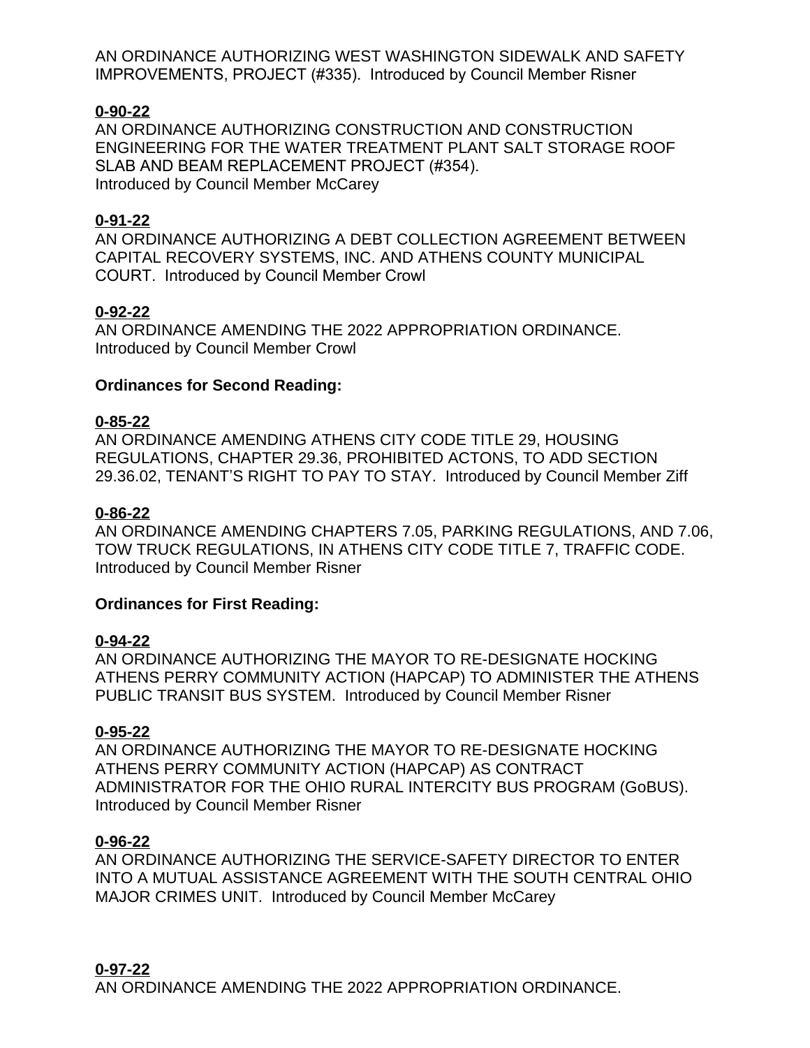AN ORDINANCE AUTHORIZING WEST WASHINGTON SIDEWALK AND SAFETY IMPROVEMENTS, PROJECT (#335). Introduced by Council Member Risner

**0-90-22**

AN ORDINANCE AUTHORIZING CONSTRUCTION AND CONSTRUCTION ENGINEERING FOR THE WATER TREATMENT PLANT SALT STORAGE ROOF SLAB AND BEAM REPLACEMENT PROJECT (#354).
Introduced by Council Member McCarey

**0-91-22**

AN ORDINANCE AUTHORIZING A DEBT COLLECTION AGREEMENT BETWEEN CAPITAL RECOVERY SYSTEMS, INC. AND ATHENS COUNTY MUNICIPAL COURT. Introduced by Council Member Crowl

**0-92-22**

AN ORDINANCE AMENDING THE 2022 APPROPRIATION ORDINANCE.
Introduced by Council Member Crowl

**Ordinances for Second Reading:**

**0-85-22**

AN ORDINANCE AMENDING ATHENS CITY CODE TITLE 29, HOUSING REGULATIONS, CHAPTER 29.36, PROHIBITED ACTONS, TO ADD SECTION 29.36.02, TENANT'S RIGHT TO PAY TO STAY. Introduced by Council Member Ziff

**0-86-22**

AN ORDINANCE AMENDING CHAPTERS 7.05, PARKING REGULATIONS, AND 7.06, TOW TRUCK REGULATIONS, IN ATHENS CITY CODE TITLE 7, TRAFFIC CODE.
Introduced by Council Member Risner

**Ordinances for First Reading:**

**0-94-22**

AN ORDINANCE AUTHORIZING THE MAYOR TO RE-DESIGNATE HOCKING ATHENS PERRY COMMUNITY ACTION (HAPCAP) TO ADMINISTER THE ATHENS PUBLIC TRANSIT BUS SYSTEM. Introduced by Council Member Risner

**0-95-22**

AN ORDINANCE AUTHORIZING THE MAYOR TO RE-DESIGNATE HOCKING ATHENS PERRY COMMUNITY ACTION (HAPCAP) AS CONTRACT ADMINISTRATOR FOR THE OHIO RURAL INTERCITY BUS PROGRAM (GoBUS).
Introduced by Council Member Risner

**0-96-22**

AN ORDINANCE AUTHORIZING THE SERVICE-SAFETY DIRECTOR TO ENTER INTO A MUTUAL ASSISTANCE AGREEMENT WITH THE SOUTH CENTRAL OHIO MAJOR CRIMES UNIT. Introduced by Council Member McCarey

**0-97-22**

AN ORDINANCE AMENDING THE 2022 APPROPRIATION ORDINANCE.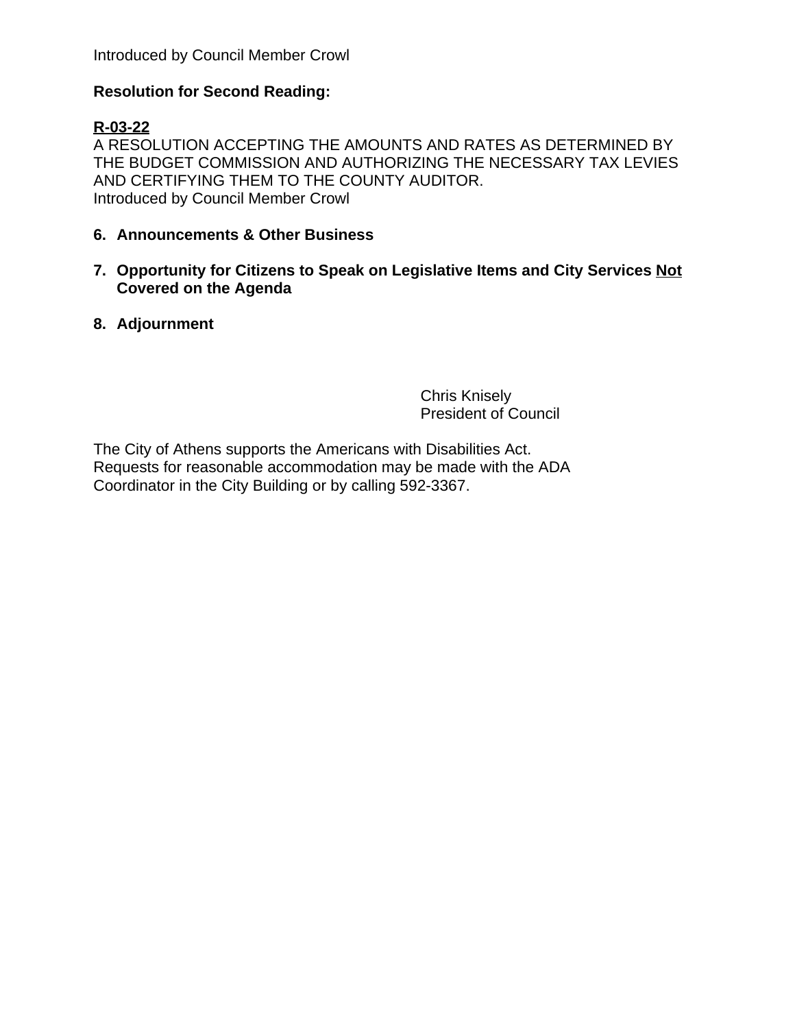Introduced by Council Member Crowl

**Resolution for Second Reading:**

**R-03-22**
A RESOLUTION ACCEPTING THE AMOUNTS AND RATES AS DETERMINED BY THE BUDGET COMMISSION AND AUTHORIZING THE NECESSARY TAX LEVIES AND CERTIFYING THEM TO THE COUNTY AUDITOR.
Introduced by Council Member Crowl

6. **Announcements & Other Business**

7. **Opportunity for Citizens to Speak on Legislative Items and City Services Not Covered on the Agenda**

8. **Adjournment**

Chris Knisely
President of Council

The City of Athens supports the Americans with Disabilities Act. Requests for reasonable accommodation may be made with the ADA Coordinator in the City Building or by calling 592-3367.